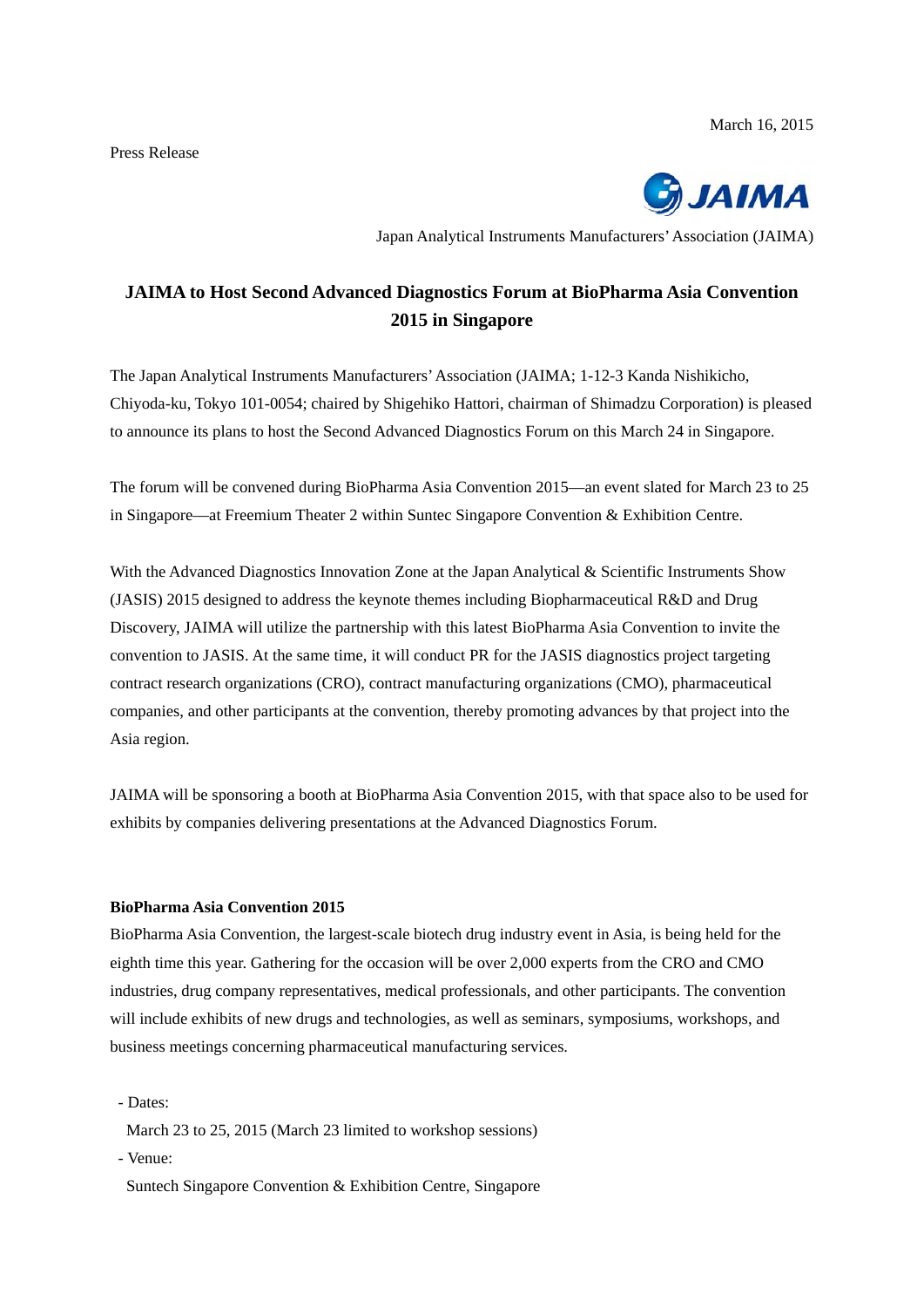March 16, 2015

Press Release

JAIMA

Japan Analytical Instruments Manufacturers' Association (JAIMA)

# JAIMA to Host Second Advanced Diagnostics Forum at BioPharma Asia Convention 2015 in Singapore

The Japan Analytical Instruments Manufacturers' Association (JAIMA; 1-12-3 Kanda Nishikicho, Chiyoda-ku, Tokyo 101-0054; chaired by Shigehiko Hattori, chairman of Shimadzu Corporation) is pleased to announce its plans to host the Second Advanced Diagnostics Forum on this March 24 in Singapore.

The forum will be convened during BioPharma Asia Convention 2015—an event slated for March 23 to 25 in Singapore—at Freemium Theater 2 within Suntec Singapore Convention & Exhibition Centre.

With the Advanced Diagnostics Innovation Zone at the Japan Analytical & Scientific Instruments Show (JASIS) 2015 designed to address the keynote themes including Biopharmaceutical R&D and Drug Discovery, JAIMA will utilize the partnership with this latest BioPharma Asia Convention to invite the convention to JASIS. At the same time, it will conduct PR for the JASIS diagnostics project targeting contract research organizations (CRO), contract manufacturing organizations (CMO), pharmaceutical companies, and other participants at the convention, thereby promoting advances by that project into the Asia region.

JAIMA will be sponsoring a booth at BioPharma Asia Convention 2015, with that space also to be used for exhibits by companies delivering presentations at the Advanced Diagnostics Forum.

**BioPharma Asia Convention 2015**

BioPharma Asia Convention, the largest-scale biotech drug industry event in Asia, is being held for the eighth time this year. Gathering for the occasion will be over 2,000 experts from the CRO and CMO industries, drug company representatives, medical professionals, and other participants. The convention will include exhibits of new drugs and technologies, as well as seminars, symposiums, workshops, and business meetings concerning pharmaceutical manufacturing services.

- Dates:
  March 23 to 25, 2015 (March 23 limited to workshop sessions)
- Venue:
  Suntech Singapore Convention & Exhibition Centre, Singapore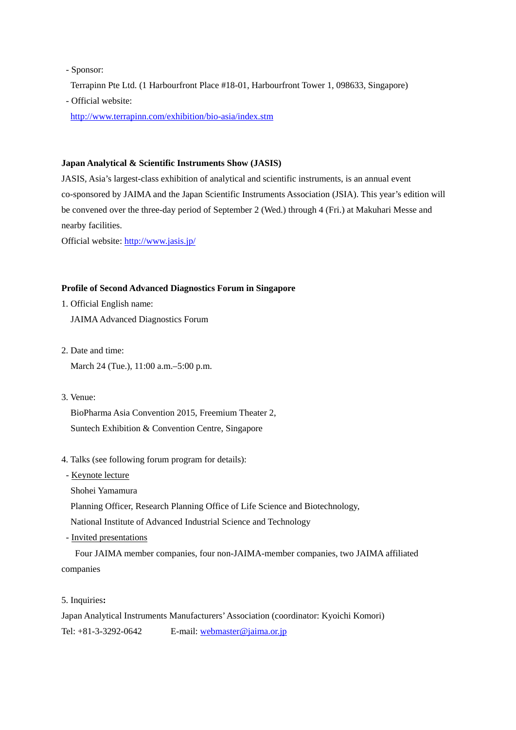- Sponsor:

  Terrapinn Pte Ltd. (1 Harbourfront Place #18-01, Harbourfront Tower 1, 098633, Singapore)

- Official website:

  http://www.terrapinn.com/exhibition/bio-asia/index.stm

**Japan Analytical & Scientific Instruments Show (JASIS)**

JASIS, Asia's largest-class exhibition of analytical and scientific instruments, is an annual event co-sponsored by JAIMA and the Japan Scientific Instruments Association (JSIA). This year's edition will be convened over the three-day period of September 2 (Wed.) through 4 (Fri.) at Makuhari Messe and nearby facilities.

Official website: http://www.jasis.jp/

**Profile of Second Advanced Diagnostics Forum in Singapore**

1. Official English name:

   JAIMA Advanced Diagnostics Forum

2. Date and time:

   March 24 (Tue.), 11:00 a.m.–5:00 p.m.

3. Venue:

   BioPharma Asia Convention 2015, Freemium Theater 2,
   Suntech Exhibition & Convention Centre, Singapore

4. Talks (see following forum program for details):

   - Keynote lecture

     Shohei Yamamura
     Planning Officer, Research Planning Office of Life Science and Biotechnology,
     National Institute of Advanced Industrial Science and Technology

   - Invited presentations

     Four JAIMA member companies, four non-JAIMA-member companies, two JAIMA affiliated companies

5. Inquiries**:**

Japan Analytical Instruments Manufacturers' Association (coordinator: Kyoichi Komori)

Tel: +81-3-3292-0642 E-mail: webmaster@jaima.or.jp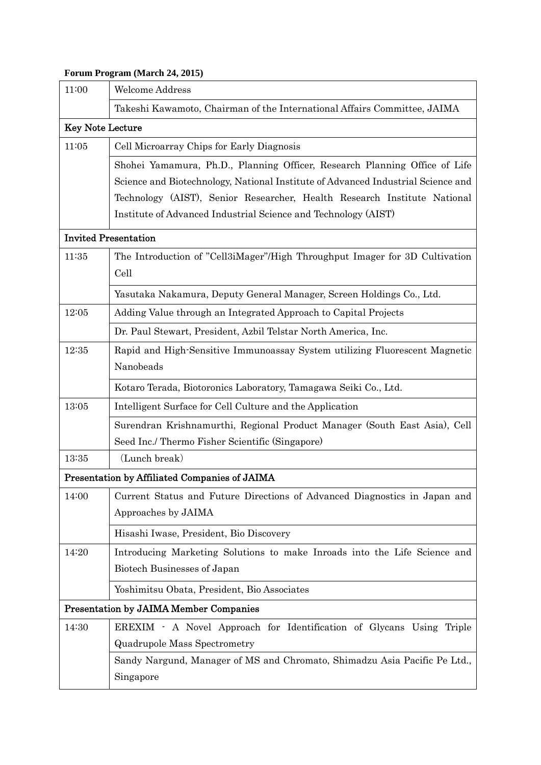**Forum Program (March 24, 2015)**

| | |
|---|---|
| 11:00 | Welcome Address |
| | Takeshi Kawamoto, Chairman of the International Affairs Committee, JAIMA |
| **Key Note Lecture** | |
| 11:05 | Cell Microarray Chips for Early Diagnosis |
| | Shohei Yamamura, Ph.D., Planning Officer, Research Planning Office of Life Science and Biotechnology, National Institute of Advanced Industrial Science and Technology (AIST), Senior Researcher, Health Research Institute National Institute of Advanced Industrial Science and Technology (AIST) |
| **Invited Presentation** | |
| 11:35 | The Introduction of "Cell3iMager"/High Throughput Imager for 3D Cultivation Cell |
| | Yasutaka Nakamura, Deputy General Manager, Screen Holdings Co., Ltd. |
| 12:05 | Adding Value through an Integrated Approach to Capital Projects |
| | Dr. Paul Stewart, President, Azbil Telstar North America, Inc. |
| 12:35 | Rapid and High-Sensitive Immunoassay System utilizing Fluorescent Magnetic Nanobeads |
| | Kotaro Terada, Biotoronics Laboratory, Tamagawa Seiki Co., Ltd. |
| 13:05 | Intelligent Surface for Cell Culture and the Application |
| | Surendran Krishnamurthi, Regional Product Manager (South East Asia), Cell Seed Inc./ Thermo Fisher Scientific (Singapore) |
| 13:35 | (Lunch break) |
| **Presentation by Affiliated Companies of JAIMA** | |
| 14:00 | Current Status and Future Directions of Advanced Diagnostics in Japan and Approaches by JAIMA |
| | Hisashi Iwase, President, Bio Discovery |
| 14:20 | Introducing Marketing Solutions to make Inroads into the Life Science and Biotech Businesses of Japan |
| | Yoshimitsu Obata, President, Bio Associates |
| **Presentation by JAIMA Member Companies** | |
| 14:30 | EREXIM - A Novel Approach for Identification of Glycans Using Triple Quadrupole Mass Spectrometry |
| | Sandy Nargund, Manager of MS and Chromato, Shimadzu Asia Pacific Pe Ltd., Singapore |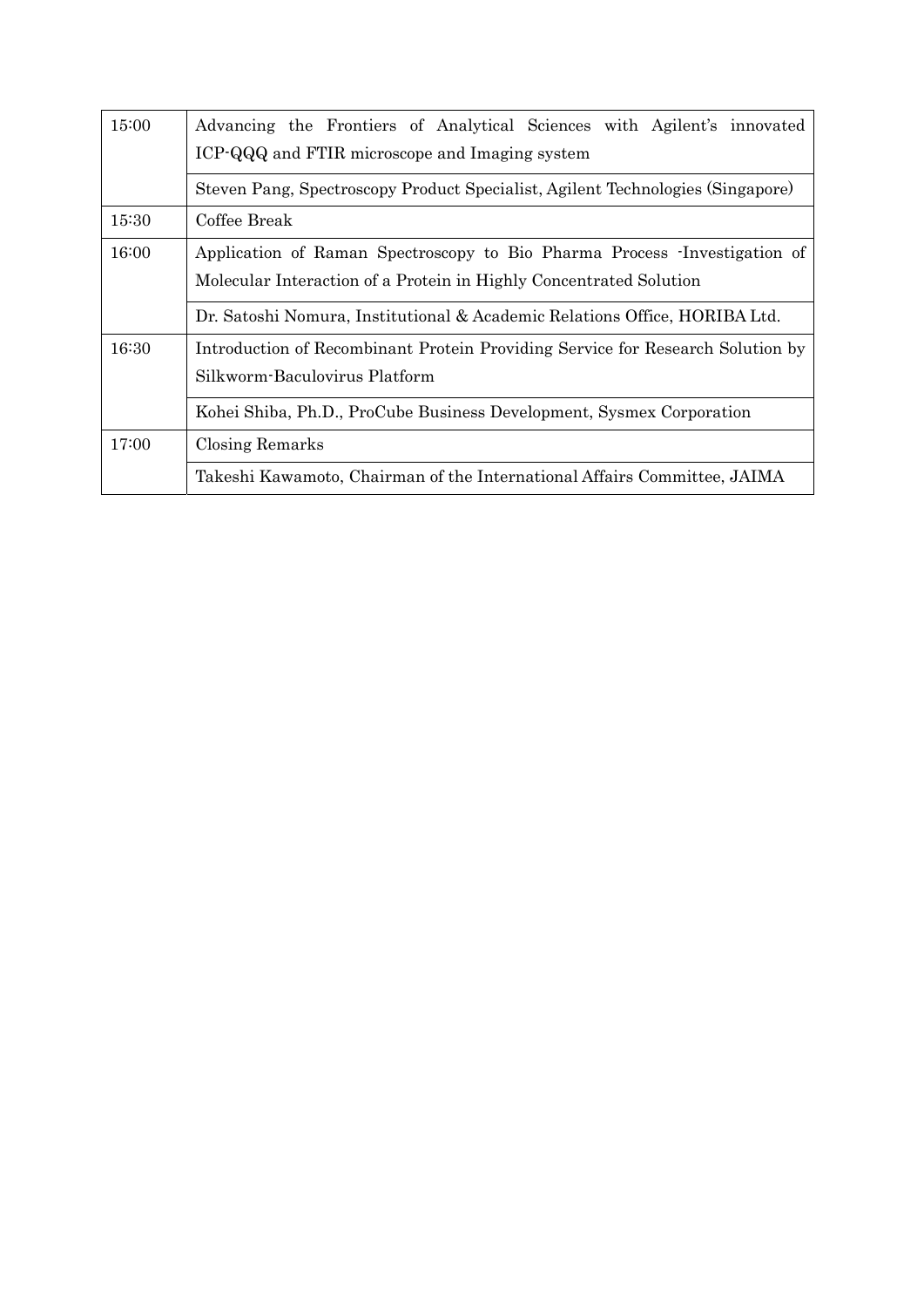| | |
|---|---|
| 15:00 | Advancing the Frontiers of Analytical Sciences with Agilent's innovated ICP-QQQ and FTIR microscope and Imaging system |
| | Steven Pang, Spectroscopy Product Specialist, Agilent Technologies (Singapore) |
| 15:30 | Coffee Break |
| 16:00 | Application of Raman Spectroscopy to Bio Pharma Process -Investigation of Molecular Interaction of a Protein in Highly Concentrated Solution |
| | Dr. Satoshi Nomura, Institutional & Academic Relations Office, HORIBA Ltd. |
| 16:30 | Introduction of Recombinant Protein Providing Service for Research Solution by Silkworm-Baculovirus Platform |
| | Kohei Shiba, Ph.D., ProCube Business Development, Sysmex Corporation |
| 17:00 | Closing Remarks |
| | Takeshi Kawamoto, Chairman of the International Affairs Committee, JAIMA |